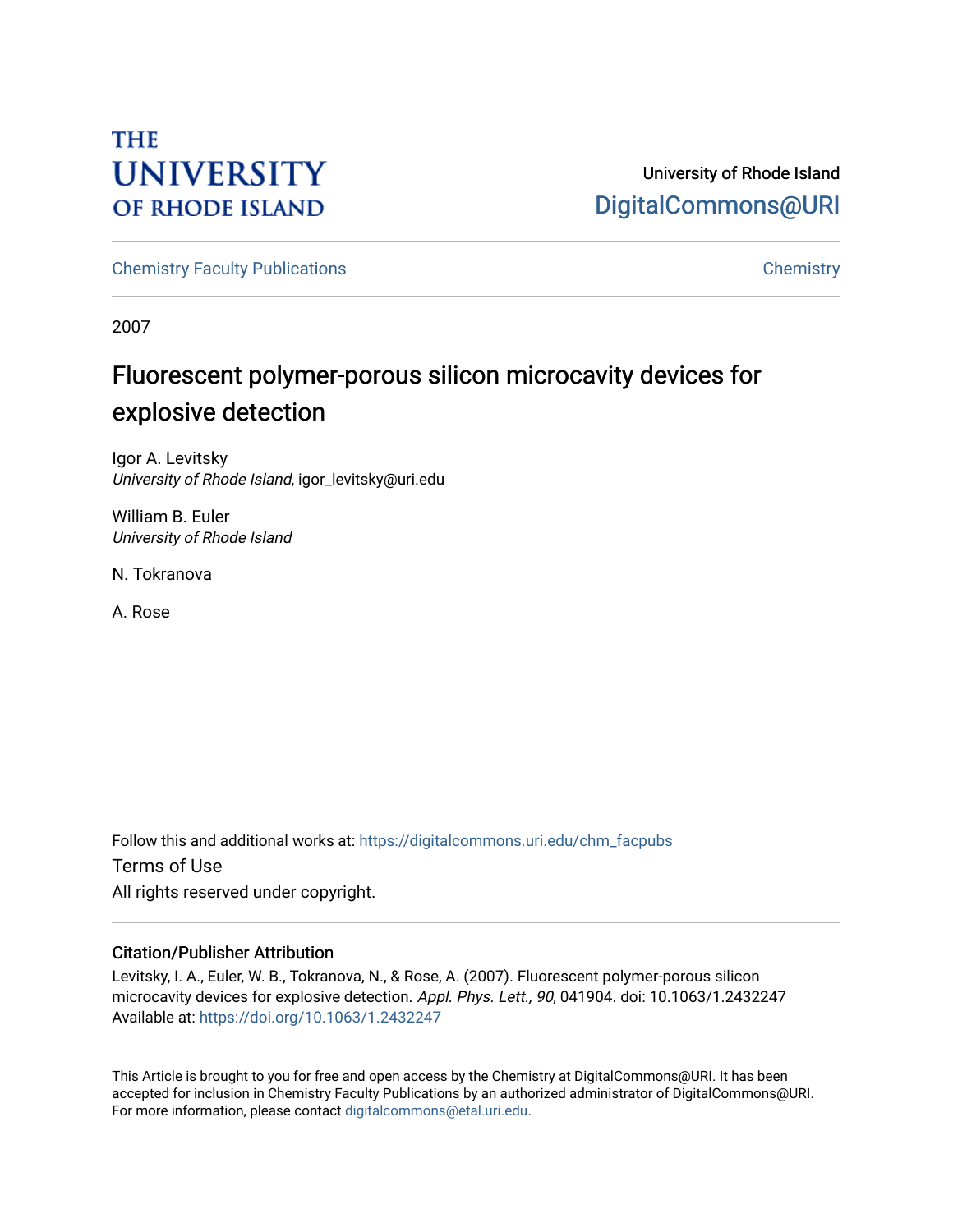THE UNIVERSITY OF RHODE ISLAND

University of Rhode Island
DigitalCommons@URI

Chemistry Faculty Publications

Chemistry

2007

# Fluorescent polymer-porous silicon microcavity devices for explosive detection

Igor A. Levitsky
*University of Rhode Island*, igor_levitsky@uri.edu

William B. Euler
*University of Rhode Island*

N. Tokranova

A. Rose

Follow this and additional works at: https://digitalcommons.uri.edu/chm_facpubs

Terms of Use
All rights reserved under copyright.

## Citation/Publisher Attribution

Levitsky, I. A., Euler, W. B., Tokranova, N., & Rose, A. (2007). Fluorescent polymer-porous silicon microcavity devices for explosive detection. *Appl. Phys. Lett., 90*, 041904. doi: 10.1063/1.2432247
Available at: https://doi.org/10.1063/1.2432247

This Article is brought to you for free and open access by the Chemistry at DigitalCommons@URI. It has been accepted for inclusion in Chemistry Faculty Publications by an authorized administrator of DigitalCommons@URI. For more information, please contact digitalcommons@etal.uri.edu.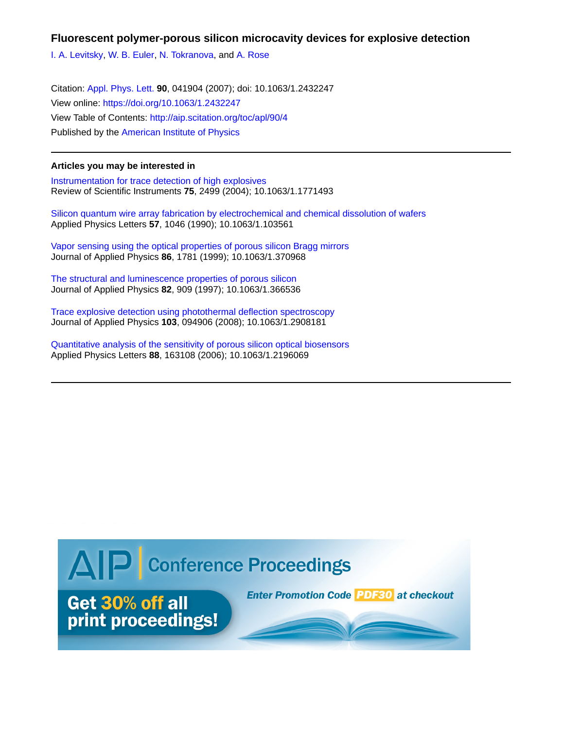# Fluorescent polymer-porous silicon microcavity devices for explosive detection

I. A. Levitsky, W. B. Euler, N. Tokranova, and A. Rose

Citation: Appl. Phys. Lett. **90**, 041904 (2007); doi: 10.1063/1.2432247

View online: https://doi.org/10.1063/1.2432247

View Table of Contents: http://aip.scitation.org/toc/apl/90/4

Published by the American Institute of Physics

---

### Articles you may be interested in

Instrumentation for trace detection of high explosives
Review of Scientific Instruments **75**, 2499 (2004); 10.1063/1.1771493

Silicon quantum wire array fabrication by electrochemical and chemical dissolution of wafers
Applied Physics Letters **57**, 1046 (1990); 10.1063/1.103561

Vapor sensing using the optical properties of porous silicon Bragg mirrors
Journal of Applied Physics **86**, 1781 (1999); 10.1063/1.370968

The structural and luminescence properties of porous silicon
Journal of Applied Physics **82**, 909 (1997); 10.1063/1.366536

Trace explosive detection using photothermal deflection spectroscopy
Journal of Applied Physics **103**, 094906 (2008); 10.1063/1.2908181

Quantitative analysis of the sensitivity of porous silicon optical biosensors
Applied Physics Letters **88**, 163108 (2006); 10.1063/1.2196069

---

AIP | Conference Proceedings

Get 30% off all print proceedings!

Enter Promotion Code PDF30 at checkout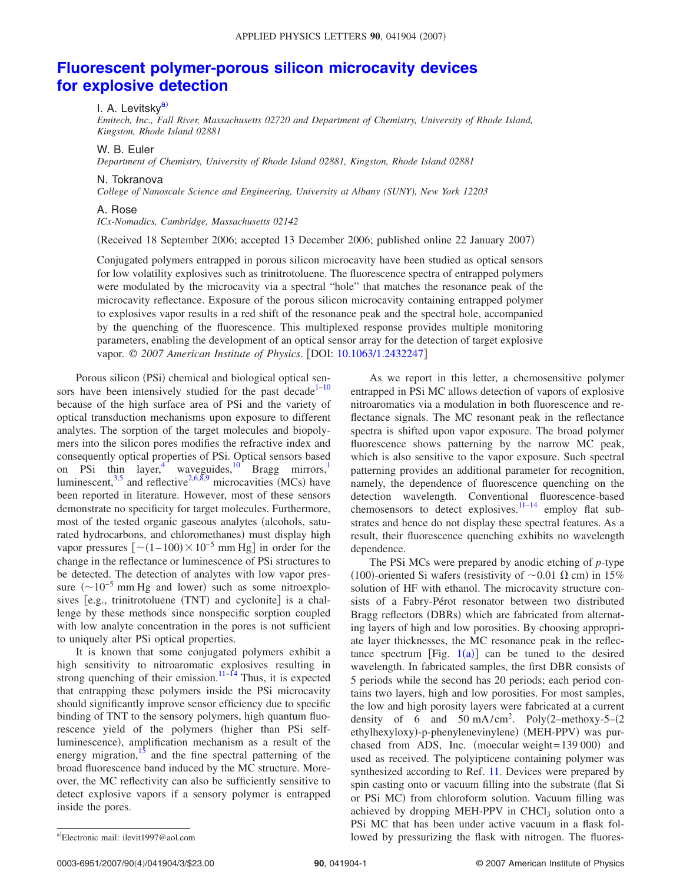# Fluorescent polymer-porous silicon microcavity devices for explosive detection

I. A. Levitsky[a)]
*Emitech, Inc., Fall River, Massachusetts 02720 and Department of Chemistry, University of Rhode Island, Kingston, Rhode Island 02881*

W. B. Euler
*Department of Chemistry, University of Rhode Island 02881, Kingston, Rhode Island 02881*

N. Tokranova
*College of Nanoscale Science and Engineering, University at Albany (SUNY), New York 12203*

A. Rose
*ICx-Nomadics, Cambridge, Massachusetts 02142*

(Received 18 September 2006; accepted 13 December 2006; published online 22 January 2007)

Conjugated polymers entrapped in porous silicon microcavity have been studied as optical sensors for low volatility explosives such as trinitrotoluene. The fluorescence spectra of entrapped polymers were modulated by the microcavity via a spectral "hole" that matches the resonance peak of the microcavity reflectance. Exposure of the porous silicon microcavity containing entrapped polymer to explosives vapor results in a red shift of the resonance peak and the spectral hole, accompanied by the quenching of the fluorescence. This multiplexed response provides multiple monitoring parameters, enabling the development of an optical sensor array for the detection of target explosive vapor. *© 2007 American Institute of Physics*. [DOI: 10.1063/1.2432247]

Porous silicon (PSi) chemical and biological optical sensors have been intensively studied for the past decade[1–10] because of the high surface area of PSi and the variety of optical transduction mechanisms upon exposure to different analytes. The sorption of the target molecules and biopolymers into the silicon pores modifies the refractive index and consequently optical properties of PSi. Optical sensors based on PSi thin layer,[4] waveguides,[10] Bragg mirrors,[1] luminescent,[3,5] and reflective[2,6,8,9] microcavities (MCs) have been reported in literature. However, most of these sensors demonstrate no specificity for target molecules. Furthermore, most of the tested organic gaseous analytes (alcohols, saturated hydrocarbons, and chloromethanes) must display high vapor pressures [$\sim(1-100)\times10^{-5}$ mm Hg] in order for the change in the reflectance or luminescence of PSi structures to be detected. The detection of analytes with low vapor pressure ($\sim10^{-5}$ mm Hg and lower) such as some nitroexplosives [e.g., trinitrotoluene (TNT) and cyclonite] is a challenge by these methods since nonspecific sorption coupled with low analyte concentration in the pores is not sufficient to uniquely alter PSi optical properties.

It is known that some conjugated polymers exhibit a high sensitivity to nitroaromatic explosives resulting in strong quenching of their emission.[11–14] Thus, it is expected that entrapping these polymers inside the PSi microcavity should significantly improve sensor efficiency due to specific binding of TNT to the sensory polymers, high quantum fluorescence yield of the polymers (higher than PSi self-luminescence), amplification mechanism as a result of the energy migration,[15] and the fine spectral patterning of the broad fluorescence band induced by the MC structure. Moreover, the MC reflectivity can also be sufficiently sensitive to detect explosive vapors if a sensory polymer is entrapped inside the pores.

As we report in this letter, a chemosensitive polymer entrapped in PSi MC allows detection of vapors of explosive nitroaromatics via a modulation in both fluorescence and reflectance signals. The MC resonant peak in the reflectance spectra is shifted upon vapor exposure. The broad polymer fluorescence shows patterning by the narrow MC peak, which is also sensitive to the vapor exposure. Such spectral patterning provides an additional parameter for recognition, namely, the dependence of fluorescence quenching on the detection wavelength. Conventional fluorescence-based chemosensors to detect explosives.[11–14] employ flat substrates and hence do not display these spectral features. As a result, their fluorescence quenching exhibits no wavelength dependence.

The PSi MCs were prepared by anodic etching of *p*-type (100)-oriented Si wafers (resistivity of $\sim0.01\ \Omega$ cm) in 15% solution of HF with ethanol. The microcavity structure consists of a Fabry-Pérot resonator between two distributed Bragg reflectors (DBRs) which are fabricated from alternating layers of high and low porosities. By choosing appropriate layer thicknesses, the MC resonance peak in the reflectance spectrum [Fig. 1(a)] can be tuned to the desired wavelength. In fabricated samples, the first DBR consists of 5 periods while the second has 20 periods; each period contains two layers, high and low porosities. For most samples, the low and high porosity layers were fabricated at a current density of 6 and 50 mA/cm$^2$. Poly(2–methoxy-5–(2 ethylhexyloxy)-p-phenylenevinylene) (MEH-PPV) was purchased from ADS, Inc. (moecular weight=139 000) and used as received. The polyipticene containing polymer was synthesized according to Ref. 11. Devices were prepared by spin casting onto or vacuum filling into the substrate (flat Si or PSi MC) from chloroform solution. Vacuum filling was achieved by dropping MEH-PPV in $CHCl_3$ solution onto a PSi MC that has been under active vacuum in a flask followed by pressurizing the flask with nitrogen. The fluores-

a)Electronic mail: ilevit1997@aol.com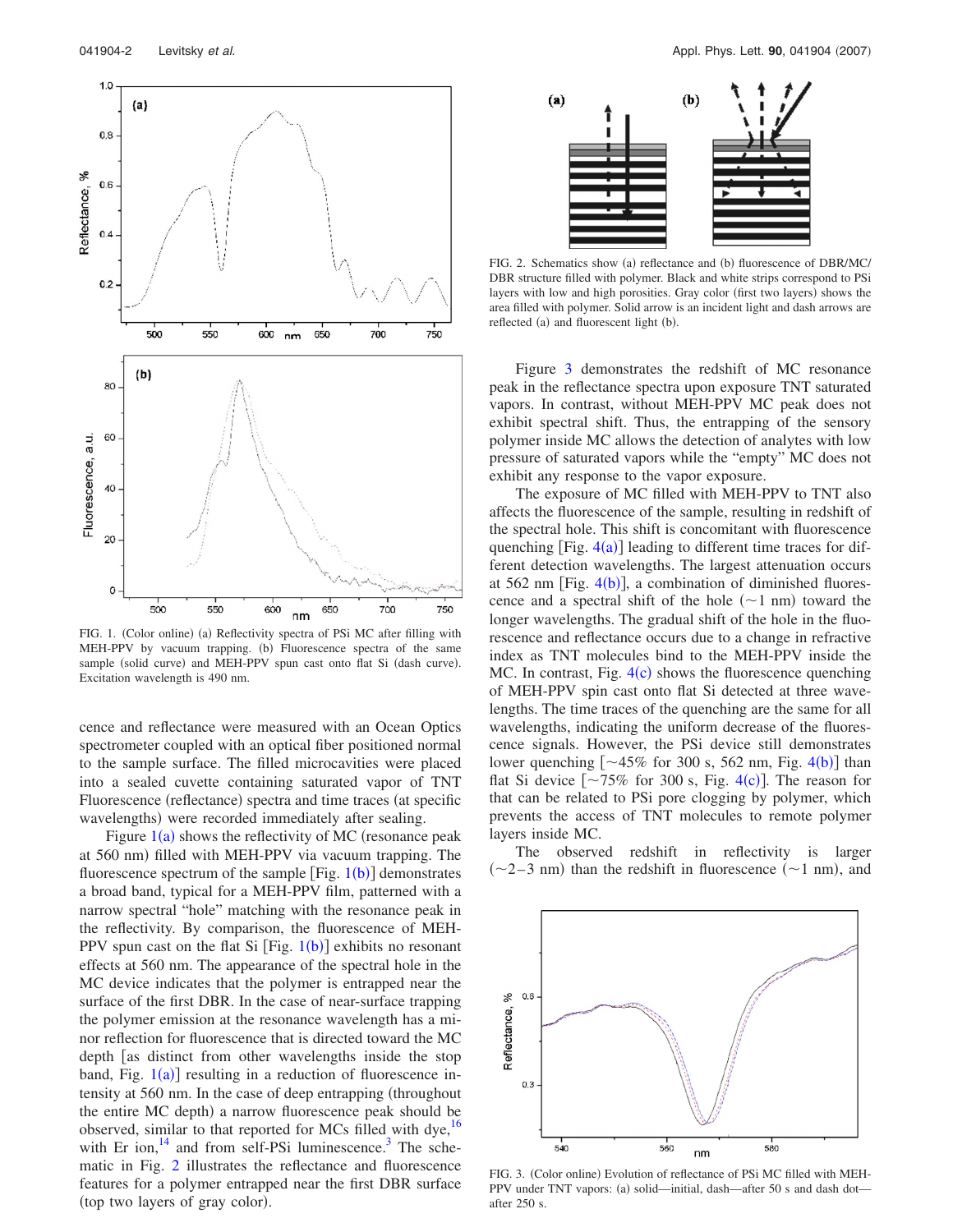FIG. 1. (Color online) (a) Reflectivity spectra of PSi MC after filling with MEH-PPV by vacuum trapping. (b) Fluorescence spectra of the same sample (solid curve) and MEH-PPV spun cast onto flat Si (dash curve). Excitation wavelength is 490 nm.

cence and reflectance were measured with an Ocean Optics spectrometer coupled with an optical fiber positioned normal to the sample surface. The filled microcavities were placed into a sealed cuvette containing saturated vapor of TNT Fluorescence (reflectance) spectra and time traces (at specific wavelengths) were recorded immediately after sealing.

Figure 1(a) shows the reflectivity of MC (resonance peak at 560 nm) filled with MEH-PPV via vacuum trapping. The fluorescence spectrum of the sample [Fig. 1(b)] demonstrates a broad band, typical for a MEH-PPV film, patterned with a narrow spectral "hole" matching with the resonance peak in the reflectivity. By comparison, the fluorescence of MEH-PPV spun cast on the flat Si [Fig. 1(b)] exhibits no resonant effects at 560 nm. The appearance of the spectral hole in the MC device indicates that the polymer is entrapped near the surface of the first DBR. In the case of near-surface trapping the polymer emission at the resonance wavelength has a minor reflection for fluorescence that is directed toward the MC depth [as distinct from other wavelengths inside the stop band, Fig. 1(a)] resulting in a reduction of fluorescence intensity at 560 nm. In the case of deep entrapping (throughout the entire MC depth) a narrow fluorescence peak should be observed, similar to that reported for MCs filled with dye,[16] with Er ion,[14] and from self-PSi luminescence.[3] The schematic in Fig. 2 illustrates the reflectance and fluorescence features for a polymer entrapped near the first DBR surface (top two layers of gray color).

FIG. 2. Schematics show (a) reflectance and (b) fluorescence of DBR/MC/DBR structure filled with polymer. Black and white strips correspond to PSi layers with low and high porosities. Gray color (first two layers) shows the area filled with polymer. Solid arrow is an incident light and dash arrows are reflected (a) and fluorescent light (b).

Figure 3 demonstrates the redshift of MC resonance peak in the reflectance spectra upon exposure TNT saturated vapors. In contrast, without MEH-PPV MC peak does not exhibit spectral shift. Thus, the entrapping of the sensory polymer inside MC allows the detection of analytes with low pressure of saturated vapors while the "empty" MC does not exhibit any response to the vapor exposure.

The exposure of MC filled with MEH-PPV to TNT also affects the fluorescence of the sample, resulting in redshift of the spectral hole. This shift is concomitant with fluorescence quenching [Fig. 4(a)] leading to different time traces for different detection wavelengths. The largest attenuation occurs at 562 nm [Fig. 4(b)], a combination of diminished fluorescence and a spectral shift of the hole (~1 nm) toward the longer wavelengths. The gradual shift of the hole in the fluorescence and reflectance occurs due to a change in refractive index as TNT molecules bind to the MEH-PPV inside the MC. In contrast, Fig. 4(c) shows the fluorescence quenching of MEH-PPV spin cast onto flat Si detected at three wavelengths. The time traces of the quenching are the same for all wavelengths, indicating the uniform decrease of the fluorescence signals. However, the PSi device still demonstrates lower quenching [~45% for 300 s, 562 nm, Fig. 4(b)] than flat Si device [~75% for 300 s, Fig. 4(c)]. The reason for that can be related to PSi pore clogging by polymer, which prevents the access of TNT molecules to remote polymer layers inside MC.

The observed redshift in reflectivity is larger (~2–3 nm) than the redshift in fluorescence (~1 nm), and

FIG. 3. (Color online) Evolution of reflectance of PSi MC filled with MEH-PPV under TNT vapors: (a) solid—initial, dash—after 50 s and dash dot—after 250 s.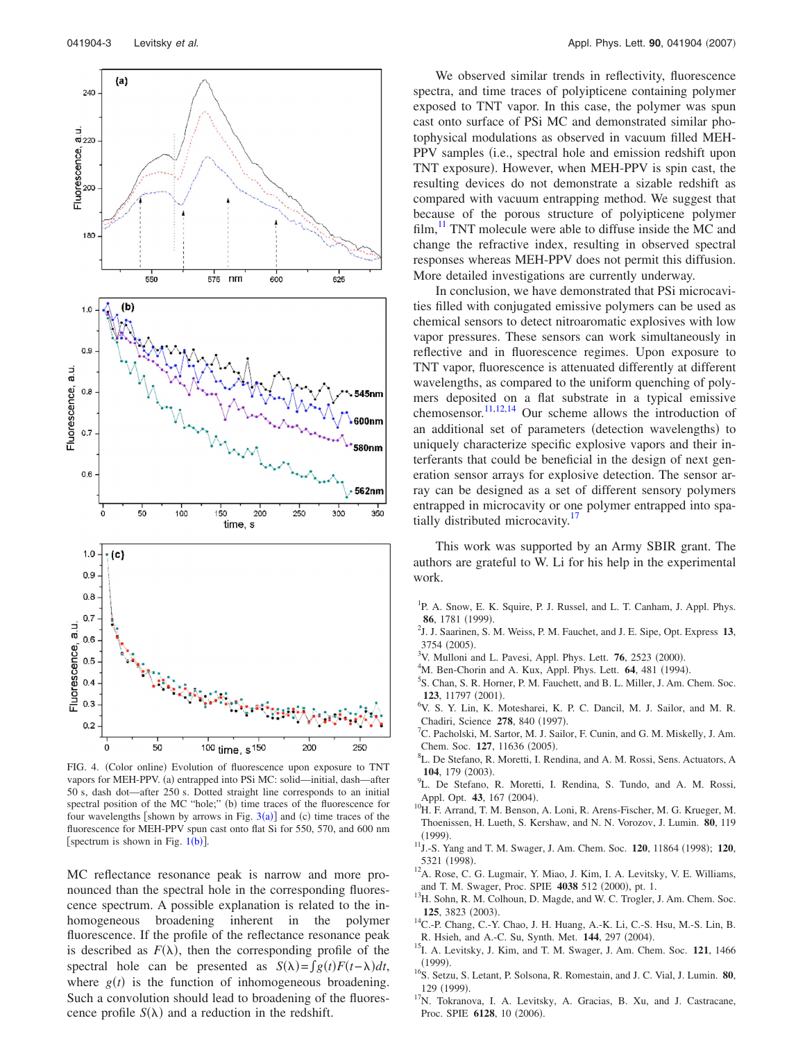(a)

240

Fluorescence, a.u.

220

200

180

550

575 nm

600

625

(b)

1.0

0.9

0.8

0.7

0.6

Fluorescence, a.u.

545nm

600nm

580nm

562nm

0

50

100

150

200

250

300

350

time, s

(c)

1.0

0.9

0.8

0.7

0.6

0.5

0.4

0.3

0.2

Fluorescence, a.u.

0

50

100 time, s 150

200

250

FIG. 4. (Color online) Evolution of fluorescence upon exposure to TNT vapors for MEH-PPV. (a) entrapped into PSi MC: solid—initial, dash—after 50 s, dash dot—after 250 s. Dotted straight line corresponds to an initial spectral position of the MC "hole;" (b) time traces of the fluorescence for four wavelengths [shown by arrows in Fig. 3(a)] and (c) time traces of the fluorescence for MEH-PPV spun cast onto flat Si for 550, 570, and 600 nm [spectrum is shown in Fig. 1(b)].

MC reflectance resonance peak is narrow and more pronounced than the spectral hole in the corresponding fluorescence spectrum. A possible explanation is related to the inhomogeneous broadening inherent in the polymer fluorescence. If the profile of the reflectance resonance peak is described as $F(\lambda)$, then the corresponding profile of the spectral hole can be presented as $S(\lambda)=\int g(t)F(t-\lambda)dt$, where $g(t)$ is the function of inhomogeneous broadening. Such a convolution should lead to broadening of the fluorescence profile $S(\lambda)$ and a reduction in the redshift.

We observed similar trends in reflectivity, fluorescence spectra, and time traces of polyipticene containing polymer exposed to TNT vapor. In this case, the polymer was spun cast onto surface of PSi MC and demonstrated similar photophysical modulations as observed in vacuum filled MEH-PPV samples (i.e., spectral hole and emission redshift upon TNT exposure). However, when MEH-PPV is spin cast, the resulting devices do not demonstrate a sizable redshift as compared with vacuum entrapping method. We suggest that because of the porous structure of polyipticene polymer film,[11] TNT molecule were able to diffuse inside the MC and change the refractive index, resulting in observed spectral responses whereas MEH-PPV does not permit this diffusion. More detailed investigations are currently underway.

In conclusion, we have demonstrated that PSi microcavities filled with conjugated emissive polymers can be used as chemical sensors to detect nitroaromatic explosives with low vapor pressures. These sensors can work simultaneously in reflective and in fluorescence regimes. Upon exposure to TNT vapor, fluorescence is attenuated differently at different wavelengths, as compared to the uniform quenching of polymers deposited on a flat substrate in a typical emissive chemosensor.[11,12,14] Our scheme allows the introduction of an additional set of parameters (detection wavelengths) to uniquely characterize specific explosive vapors and their interferants that could be beneficial in the design of next generation sensor arrays for explosive detection. The sensor array can be designed as a set of different sensory polymers entrapped in microcavity or one polymer entrapped into spatially distributed microcavity.[17]

This work was supported by an Army SBIR grant. The authors are grateful to W. Li for his help in the experimental work.

[1] P. A. Snow, E. K. Squire, P. J. Russel, and L. T. Canham, J. Appl. Phys. **86**, 1781 (1999).
[2] J. J. Saarinen, S. M. Weiss, P. M. Fauchet, and J. E. Sipe, Opt. Express **13**, 3754 (2005).
[3] V. Mulloni and L. Pavesi, Appl. Phys. Lett. **76**, 2523 (2000).
[4] M. Ben-Chorin and A. Kux, Appl. Phys. Lett. **64**, 481 (1994).
[5] S. Chan, S. R. Horner, P. M. Fauchett, and B. L. Miller, J. Am. Chem. Soc. **123**, 11797 (2001).
[6] V. S. Y. Lin, K. Motesharei, K. P. C. Dancil, M. J. Sailor, and M. R. Chadiri, Science **278**, 840 (1997).
[7] C. Pacholski, M. Sartor, M. J. Sailor, F. Cunin, and G. M. Miskelly, J. Am. Chem. Soc. **127**, 11636 (2005).
[8] L. De Stefano, R. Moretti, I. Rendina, and A. M. Rossi, Sens. Actuators, A **104**, 179 (2003).
[9] L. De Stefano, R. Moretti, I. Rendina, S. Tundo, and A. M. Rossi, Appl. Opt. **43**, 167 (2004).
[10] H. F. Arrand, T. M. Benson, A. Loni, R. Arens-Fischer, M. G. Krueger, M. Thoenissen, H. Lueth, S. Kershaw, and N. N. Vorozov, J. Lumin. **80**, 119 (1999).
[11] J.-S. Yang and T. M. Swager, J. Am. Chem. Soc. **120**, 11864 (1998); **120**, 5321 (1998).
[12] A. Rose, C. G. Lugmair, Y. Miao, J. Kim, I. A. Levitsky, V. E. Williams, and T. M. Swager, Proc. SPIE **4038** 512 (2000), pt. 1.
[13] H. Sohn, R. M. Colhoun, D. Magde, and W. C. Trogler, J. Am. Chem. Soc. **125**, 3823 (2003).
[14] C.-P. Chang, C.-Y. Chao, J. H. Huang, A.-K. Li, C.-S. Hsu, M.-S. Lin, B. R. Hsieh, and A.-C. Su, Synth. Met. **144**, 297 (2004).
[15] I. A. Levitsky, J. Kim, and T. M. Swager, J. Am. Chem. Soc. **121**, 1466 (1999).
[16] S. Setzu, S. Letant, P. Solsona, R. Romestain, and J. C. Vial, J. Lumin. **80**, 129 (1999).
[17] N. Tokranova, I. A. Levitsky, A. Gracias, B. Xu, and J. Castracane, Proc. SPIE **6128**, 10 (2006).